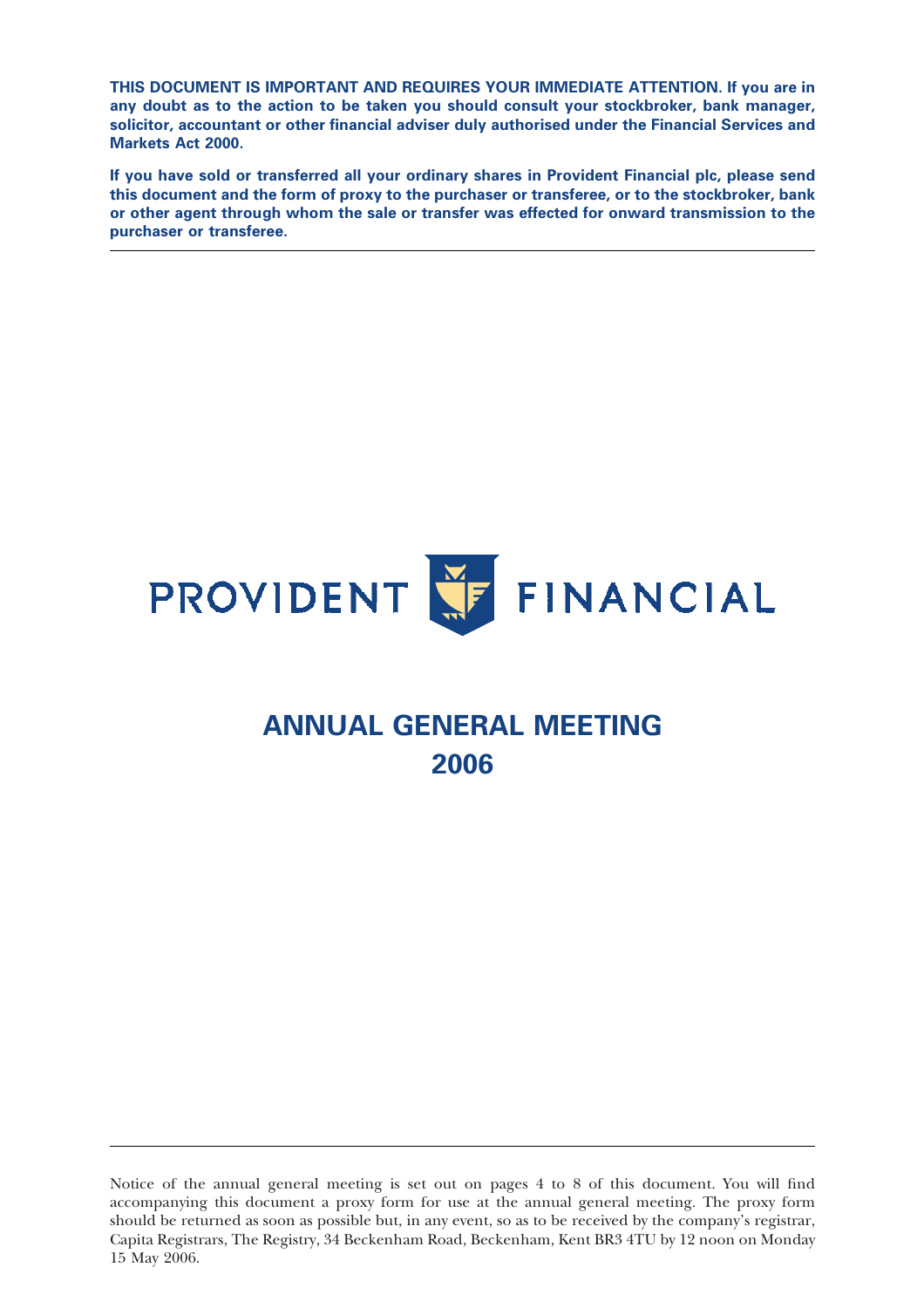**THIS DOCUMENT IS IMPORTANT AND REQUIRES YOUR IMMEDIATE ATTENTION. If you are in any doubt as to the action to be taken you should consult your stockbroker, bank manager, solicitor, accountant or other financial adviser duly authorised under the Financial Services and Markets Act 2000.**

**If you have sold or transferred all your ordinary shares in Provident Financial plc, please send this document and the form of proxy to the purchaser or transferee, or to the stockbroker, bank or other agent through whom the sale or transfer was effected for onward transmission to the purchaser or transferee.**

PROVIDENT FINANCIAL

# ANNUAL GENERAL MEETING 2006

Notice of the annual general meeting is set out on pages 4 to 8 of this document. You will find accompanying this document a proxy form for use at the annual general meeting. The proxy form should be returned as soon as possible but, in any event, so as to be received by the company's registrar, Capita Registrars, The Registry, 34 Beckenham Road, Beckenham, Kent BR3 4TU by 12 noon on Monday 15 May 2006.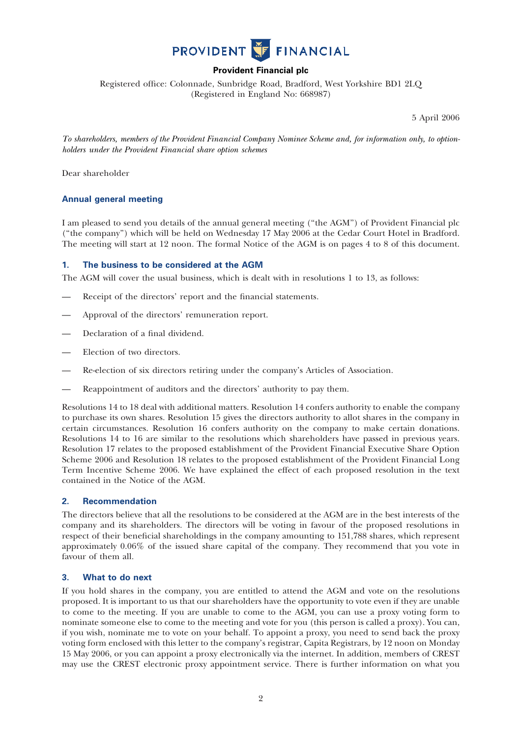**Provident Financial plc**

Registered office: Colonnade, Sunbridge Road, Bradford, West Yorkshire BD1 2LQ
(Registered in England No: 668987)

5 April 2006

*To shareholders, members of the Provident Financial Company Nominee Scheme and, for information only, to option-holders under the Provident Financial share option schemes*

Dear shareholder

## Annual general meeting

I am pleased to send you details of the annual general meeting ("the AGM") of Provident Financial plc ("the company") which will be held on Wednesday 17 May 2006 at the Cedar Court Hotel in Bradford. The meeting will start at 12 noon. The formal Notice of the AGM is on pages 4 to 8 of this document.

### 1. The business to be considered at the AGM

The AGM will cover the usual business, which is dealt with in resolutions 1 to 13, as follows:

- Receipt of the directors' report and the financial statements.
- Approval of the directors' remuneration report.
- Declaration of a final dividend.
- Election of two directors.
- Re-election of six directors retiring under the company's Articles of Association.
- Reappointment of auditors and the directors' authority to pay them.

Resolutions 14 to 18 deal with additional matters. Resolution 14 confers authority to enable the company to purchase its own shares. Resolution 15 gives the directors authority to allot shares in the company in certain circumstances. Resolution 16 confers authority on the company to make certain donations. Resolutions 14 to 16 are similar to the resolutions which shareholders have passed in previous years. Resolution 17 relates to the proposed establishment of the Provident Financial Executive Share Option Scheme 2006 and Resolution 18 relates to the proposed establishment of the Provident Financial Long Term Incentive Scheme 2006. We have explained the effect of each proposed resolution in the text contained in the Notice of the AGM.

### 2. Recommendation

The directors believe that all the resolutions to be considered at the AGM are in the best interests of the company and its shareholders. The directors will be voting in favour of the proposed resolutions in respect of their beneficial shareholdings in the company amounting to 151,788 shares, which represent approximately 0.06% of the issued share capital of the company. They recommend that you vote in favour of them all.

### 3. What to do next

If you hold shares in the company, you are entitled to attend the AGM and vote on the resolutions proposed. It is important to us that our shareholders have the opportunity to vote even if they are unable to come to the meeting. If you are unable to come to the AGM, you can use a proxy voting form to nominate someone else to come to the meeting and vote for you (this person is called a proxy). You can, if you wish, nominate me to vote on your behalf. To appoint a proxy, you need to send back the proxy voting form enclosed with this letter to the company's registrar, Capita Registrars, by 12 noon on Monday 15 May 2006, or you can appoint a proxy electronically via the internet. In addition, members of CREST may use the CREST electronic proxy appointment service. There is further information on what you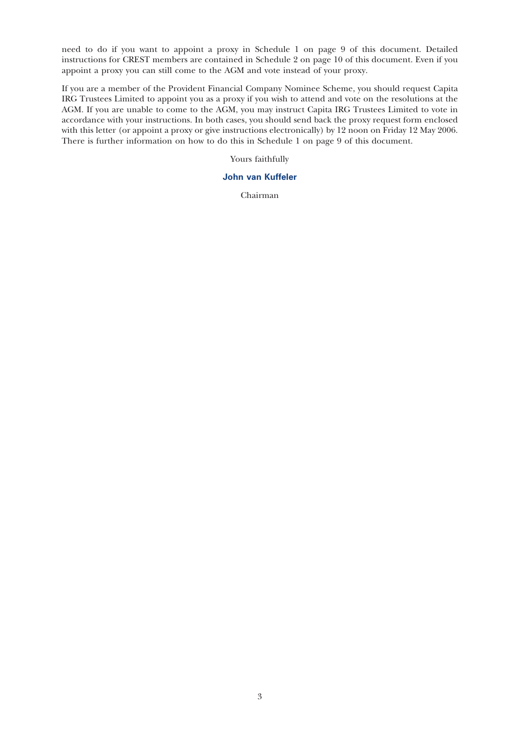need to do if you want to appoint a proxy in Schedule 1 on page 9 of this document. Detailed instructions for CREST members are contained in Schedule 2 on page 10 of this document. Even if you appoint a proxy you can still come to the AGM and vote instead of your proxy.

If you are a member of the Provident Financial Company Nominee Scheme, you should request Capita IRG Trustees Limited to appoint you as a proxy if you wish to attend and vote on the resolutions at the AGM. If you are unable to come to the AGM, you may instruct Capita IRG Trustees Limited to vote in accordance with your instructions. In both cases, you should send back the proxy request form enclosed with this letter (or appoint a proxy or give instructions electronically) by 12 noon on Friday 12 May 2006. There is further information on how to do this in Schedule 1 on page 9 of this document.

Yours faithfully

**John van Kuffeler**

Chairman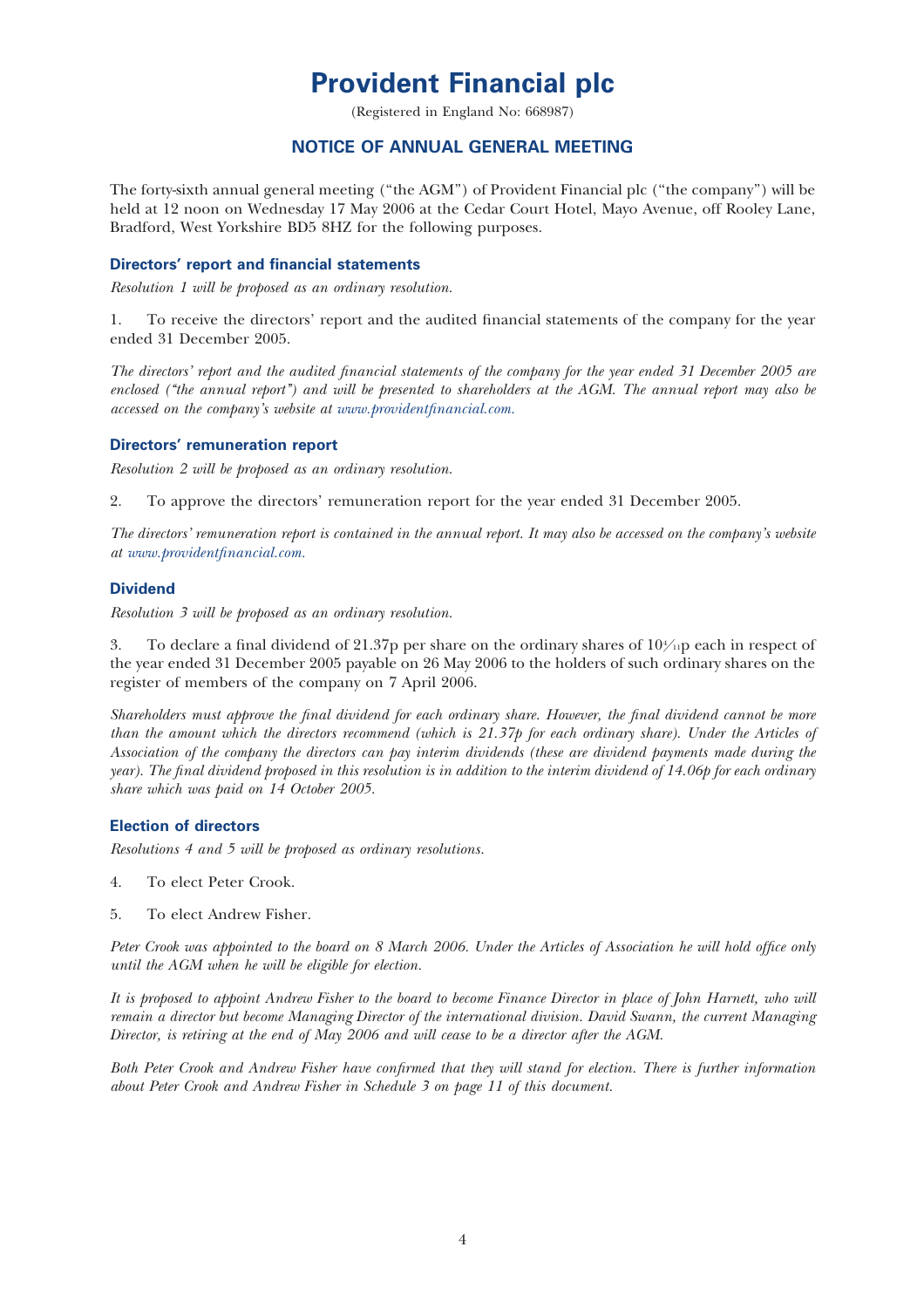# Provident Financial plc

(Registered in England No: 668987)

## NOTICE OF ANNUAL GENERAL MEETING

The forty-sixth annual general meeting ("the AGM") of Provident Financial plc ("the company") will be held at 12 noon on Wednesday 17 May 2006 at the Cedar Court Hotel, Mayo Avenue, off Rooley Lane, Bradford, West Yorkshire BD5 8HZ for the following purposes.

### Directors' report and financial statements

*Resolution 1 will be proposed as an ordinary resolution.*

1. To receive the directors' report and the audited financial statements of the company for the year ended 31 December 2005.

*The directors' report and the audited financial statements of the company for the year ended 31 December 2005 are enclosed ("the annual report") and will be presented to shareholders at the AGM. The annual report may also be accessed on the company's website at www.providentfinancial.com.*

### Directors' remuneration report

*Resolution 2 will be proposed as an ordinary resolution.*

2. To approve the directors' remuneration report for the year ended 31 December 2005.

*The directors' remuneration report is contained in the annual report. It may also be accessed on the company's website at www.providentfinancial.com.*

### Dividend

*Resolution 3 will be proposed as an ordinary resolution.*

3. To declare a final dividend of 21.37p per share on the ordinary shares of 10 4/11p each in respect of the year ended 31 December 2005 payable on 26 May 2006 to the holders of such ordinary shares on the register of members of the company on 7 April 2006.

*Shareholders must approve the final dividend for each ordinary share. However, the final dividend cannot be more than the amount which the directors recommend (which is 21.37p for each ordinary share). Under the Articles of Association of the company the directors can pay interim dividends (these are dividend payments made during the year). The final dividend proposed in this resolution is in addition to the interim dividend of 14.06p for each ordinary share which was paid on 14 October 2005.*

### Election of directors

*Resolutions 4 and 5 will be proposed as ordinary resolutions.*

4. To elect Peter Crook.

5. To elect Andrew Fisher.

*Peter Crook was appointed to the board on 8 March 2006. Under the Articles of Association he will hold office only until the AGM when he will be eligible for election.*

*It is proposed to appoint Andrew Fisher to the board to become Finance Director in place of John Harnett, who will remain a director but become Managing Director of the international division. David Swann, the current Managing Director, is retiring at the end of May 2006 and will cease to be a director after the AGM.*

*Both Peter Crook and Andrew Fisher have confirmed that they will stand for election. There is further information about Peter Crook and Andrew Fisher in Schedule 3 on page 11 of this document.*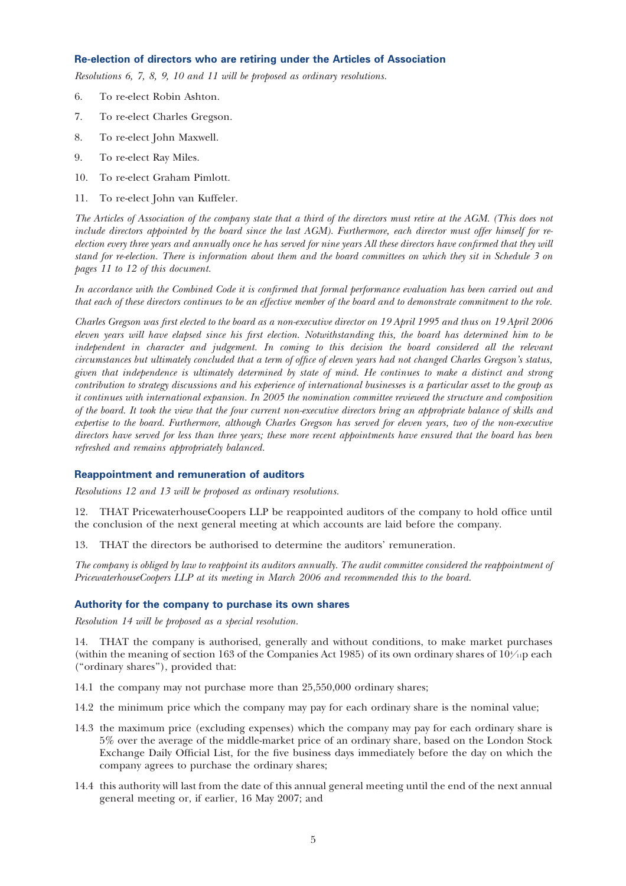### Re-election of directors who are retiring under the Articles of Association

*Resolutions 6, 7, 8, 9, 10 and 11 will be proposed as ordinary resolutions.*

6. To re-elect Robin Ashton.

7. To re-elect Charles Gregson.

8. To re-elect John Maxwell.

9. To re-elect Ray Miles.

10. To re-elect Graham Pimlott.

11. To re-elect John van Kuffeler.

*The Articles of Association of the company state that a third of the directors must retire at the AGM. (This does not include directors appointed by the board since the last AGM). Furthermore, each director must offer himself for re-election every three years and annually once he has served for nine years All these directors have confirmed that they will stand for re-election. There is information about them and the board committees on which they sit in Schedule 3 on pages 11 to 12 of this document.*

*In accordance with the Combined Code it is confirmed that formal performance evaluation has been carried out and that each of these directors continues to be an effective member of the board and to demonstrate commitment to the role.*

*Charles Gregson was first elected to the board as a non-executive director on 19 April 1995 and thus on 19 April 2006 eleven years will have elapsed since his first election. Notwithstanding this, the board has determined him to be independent in character and judgement. In coming to this decision the board considered all the relevant circumstances but ultimately concluded that a term of office of eleven years had not changed Charles Gregson's status, given that independence is ultimately determined by state of mind. He continues to make a distinct and strong contribution to strategy discussions and his experience of international businesses is a particular asset to the group as it continues with international expansion. In 2005 the nomination committee reviewed the structure and composition of the board. It took the view that the four current non-executive directors bring an appropriate balance of skills and expertise to the board. Furthermore, although Charles Gregson has served for eleven years, two of the non-executive directors have served for less than three years; these more recent appointments have ensured that the board has been refreshed and remains appropriately balanced.*

### Reappointment and remuneration of auditors

*Resolutions 12 and 13 will be proposed as ordinary resolutions.*

12. THAT PricewaterhouseCoopers LLP be reappointed auditors of the company to hold office until the conclusion of the next general meeting at which accounts are laid before the company.

13. THAT the directors be authorised to determine the auditors' remuneration.

*The company is obliged by law to reappoint its auditors annually. The audit committee considered the reappointment of PricewaterhouseCoopers LLP at its meeting in March 2006 and recommended this to the board.*

### Authority for the company to purchase its own shares

*Resolution 14 will be proposed as a special resolution.*

14. THAT the company is authorised, generally and without conditions, to make market purchases (within the meaning of section 163 of the Companies Act 1985) of its own ordinary shares of 10$\frac{5}{11}$p each ("ordinary shares"), provided that:

14.1 the company may not purchase more than 25,550,000 ordinary shares;

14.2 the minimum price which the company may pay for each ordinary share is the nominal value;

14.3 the maximum price (excluding expenses) which the company may pay for each ordinary share is 5% over the average of the middle-market price of an ordinary share, based on the London Stock Exchange Daily Official List, for the five business days immediately before the day on which the company agrees to purchase the ordinary shares;

14.4 this authority will last from the date of this annual general meeting until the end of the next annual general meeting or, if earlier, 16 May 2007; and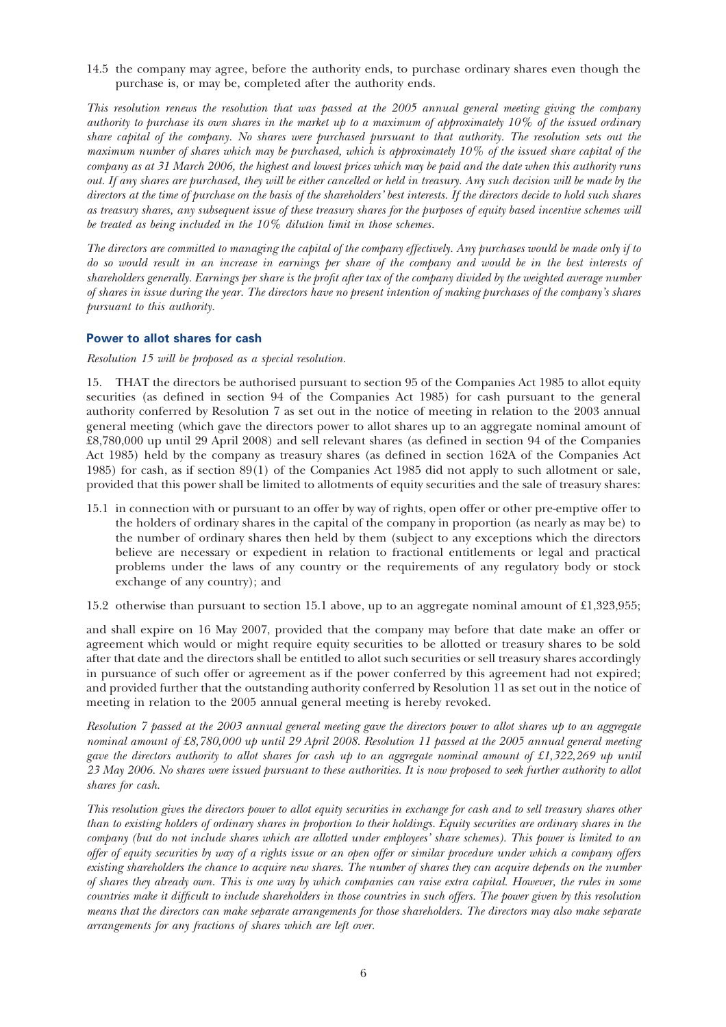14.5 the company may agree, before the authority ends, to purchase ordinary shares even though the purchase is, or may be, completed after the authority ends.

*This resolution renews the resolution that was passed at the 2005 annual general meeting giving the company authority to purchase its own shares in the market up to a maximum of approximately 10% of the issued ordinary share capital of the company. No shares were purchased pursuant to that authority. The resolution sets out the maximum number of shares which may be purchased, which is approximately 10% of the issued share capital of the company as at 31 March 2006, the highest and lowest prices which may be paid and the date when this authority runs out. If any shares are purchased, they will be either cancelled or held in treasury. Any such decision will be made by the directors at the time of purchase on the basis of the shareholders' best interests. If the directors decide to hold such shares as treasury shares, any subsequent issue of these treasury shares for the purposes of equity based incentive schemes will be treated as being included in the 10% dilution limit in those schemes.*

*The directors are committed to managing the capital of the company effectively. Any purchases would be made only if to do so would result in an increase in earnings per share of the company and would be in the best interests of shareholders generally. Earnings per share is the profit after tax of the company divided by the weighted average number of shares in issue during the year. The directors have no present intention of making purchases of the company's shares pursuant to this authority.*

### Power to allot shares for cash

*Resolution 15 will be proposed as a special resolution.*

15. THAT the directors be authorised pursuant to section 95 of the Companies Act 1985 to allot equity securities (as defined in section 94 of the Companies Act 1985) for cash pursuant to the general authority conferred by Resolution 7 as set out in the notice of meeting in relation to the 2003 annual general meeting (which gave the directors power to allot shares up to an aggregate nominal amount of £8,780,000 up until 29 April 2008) and sell relevant shares (as defined in section 94 of the Companies Act 1985) held by the company as treasury shares (as defined in section 162A of the Companies Act 1985) for cash, as if section 89(1) of the Companies Act 1985 did not apply to such allotment or sale, provided that this power shall be limited to allotments of equity securities and the sale of treasury shares:

15.1 in connection with or pursuant to an offer by way of rights, open offer or other pre-emptive offer to the holders of ordinary shares in the capital of the company in proportion (as nearly as may be) to the number of ordinary shares then held by them (subject to any exceptions which the directors believe are necessary or expedient in relation to fractional entitlements or legal and practical problems under the laws of any country or the requirements of any regulatory body or stock exchange of any country); and

15.2 otherwise than pursuant to section 15.1 above, up to an aggregate nominal amount of £1,323,955;

and shall expire on 16 May 2007, provided that the company may before that date make an offer or agreement which would or might require equity securities to be allotted or treasury shares to be sold after that date and the directors shall be entitled to allot such securities or sell treasury shares accordingly in pursuance of such offer or agreement as if the power conferred by this agreement had not expired; and provided further that the outstanding authority conferred by Resolution 11 as set out in the notice of meeting in relation to the 2005 annual general meeting is hereby revoked.

*Resolution 7 passed at the 2003 annual general meeting gave the directors power to allot shares up to an aggregate nominal amount of £8,780,000 up until 29 April 2008. Resolution 11 passed at the 2005 annual general meeting gave the directors authority to allot shares for cash up to an aggregate nominal amount of £1,322,269 up until 23 May 2006. No shares were issued pursuant to these authorities. It is now proposed to seek further authority to allot shares for cash.*

*This resolution gives the directors power to allot equity securities in exchange for cash and to sell treasury shares other than to existing holders of ordinary shares in proportion to their holdings. Equity securities are ordinary shares in the company (but do not include shares which are allotted under employees' share schemes). This power is limited to an offer of equity securities by way of a rights issue or an open offer or similar procedure under which a company offers existing shareholders the chance to acquire new shares. The number of shares they can acquire depends on the number of shares they already own. This is one way by which companies can raise extra capital. However, the rules in some countries make it difficult to include shareholders in those countries in such offers. The power given by this resolution means that the directors can make separate arrangements for those shareholders. The directors may also make separate arrangements for any fractions of shares which are left over.*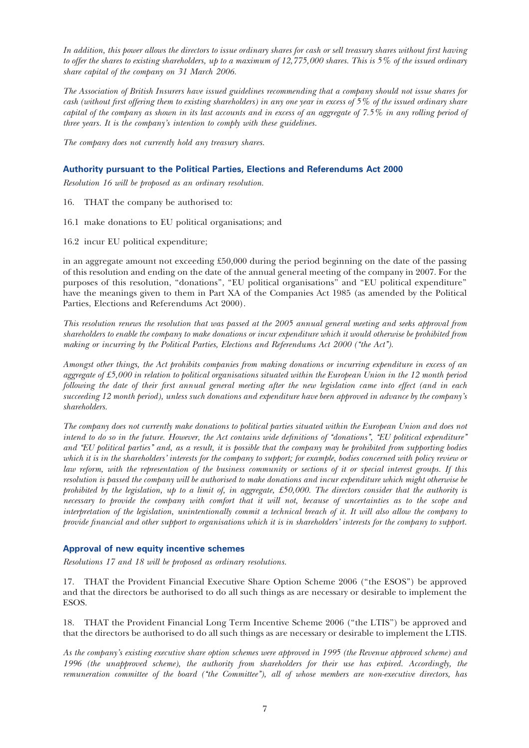*In addition, this power allows the directors to issue ordinary shares for cash or sell treasury shares without first having to offer the shares to existing shareholders, up to a maximum of 12,775,000 shares. This is 5% of the issued ordinary share capital of the company on 31 March 2006.*

*The Association of British Insurers have issued guidelines recommending that a company should not issue shares for cash (without first offering them to existing shareholders) in any one year in excess of 5% of the issued ordinary share capital of the company as shown in its last accounts and in excess of an aggregate of 7.5% in any rolling period of three years. It is the company's intention to comply with these guidelines.*

*The company does not currently hold any treasury shares.*

## Authority pursuant to the Political Parties, Elections and Referendums Act 2000

*Resolution 16 will be proposed as an ordinary resolution.*

16. THAT the company be authorised to:

16.1 make donations to EU political organisations; and

16.2 incur EU political expenditure;

in an aggregate amount not exceeding £50,000 during the period beginning on the date of the passing of this resolution and ending on the date of the annual general meeting of the company in 2007. For the purposes of this resolution, "donations", "EU political organisations" and "EU political expenditure" have the meanings given to them in Part XA of the Companies Act 1985 (as amended by the Political Parties, Elections and Referendums Act 2000).

*This resolution renews the resolution that was passed at the 2005 annual general meeting and seeks approval from shareholders to enable the company to make donations or incur expenditure which it would otherwise be prohibited from making or incurring by the Political Parties, Elections and Referendums Act 2000 ("the Act").*

*Amongst other things, the Act prohibits companies from making donations or incurring expenditure in excess of an aggregate of £5,000 in relation to political organisations situated within the European Union in the 12 month period following the date of their first annual general meeting after the new legislation came into effect (and in each succeeding 12 month period), unless such donations and expenditure have been approved in advance by the company's shareholders.*

*The company does not currently make donations to political parties situated within the European Union and does not intend to do so in the future. However, the Act contains wide definitions of "donations", "EU political expenditure" and "EU political parties" and, as a result, it is possible that the company may be prohibited from supporting bodies which it is in the shareholders' interests for the company to support; for example, bodies concerned with policy review or law reform, with the representation of the business community or sections of it or special interest groups. If this resolution is passed the company will be authorised to make donations and incur expenditure which might otherwise be prohibited by the legislation, up to a limit of, in aggregate, £50,000. The directors consider that the authority is necessary to provide the company with comfort that it will not, because of uncertainties as to the scope and interpretation of the legislation, unintentionally commit a technical breach of it. It will also allow the company to provide financial and other support to organisations which it is in shareholders' interests for the company to support.*

## Approval of new equity incentive schemes

*Resolutions 17 and 18 will be proposed as ordinary resolutions.*

17. THAT the Provident Financial Executive Share Option Scheme 2006 ("the ESOS") be approved and that the directors be authorised to do all such things as are necessary or desirable to implement the ESOS.

18. THAT the Provident Financial Long Term Incentive Scheme 2006 ("the LTIS") be approved and that the directors be authorised to do all such things as are necessary or desirable to implement the LTIS.

*As the company's existing executive share option schemes were approved in 1995 (the Revenue approved scheme) and 1996 (the unapproved scheme), the authority from shareholders for their use has expired. Accordingly, the remuneration committee of the board ("the Committee"), all of whose members are non-executive directors, has*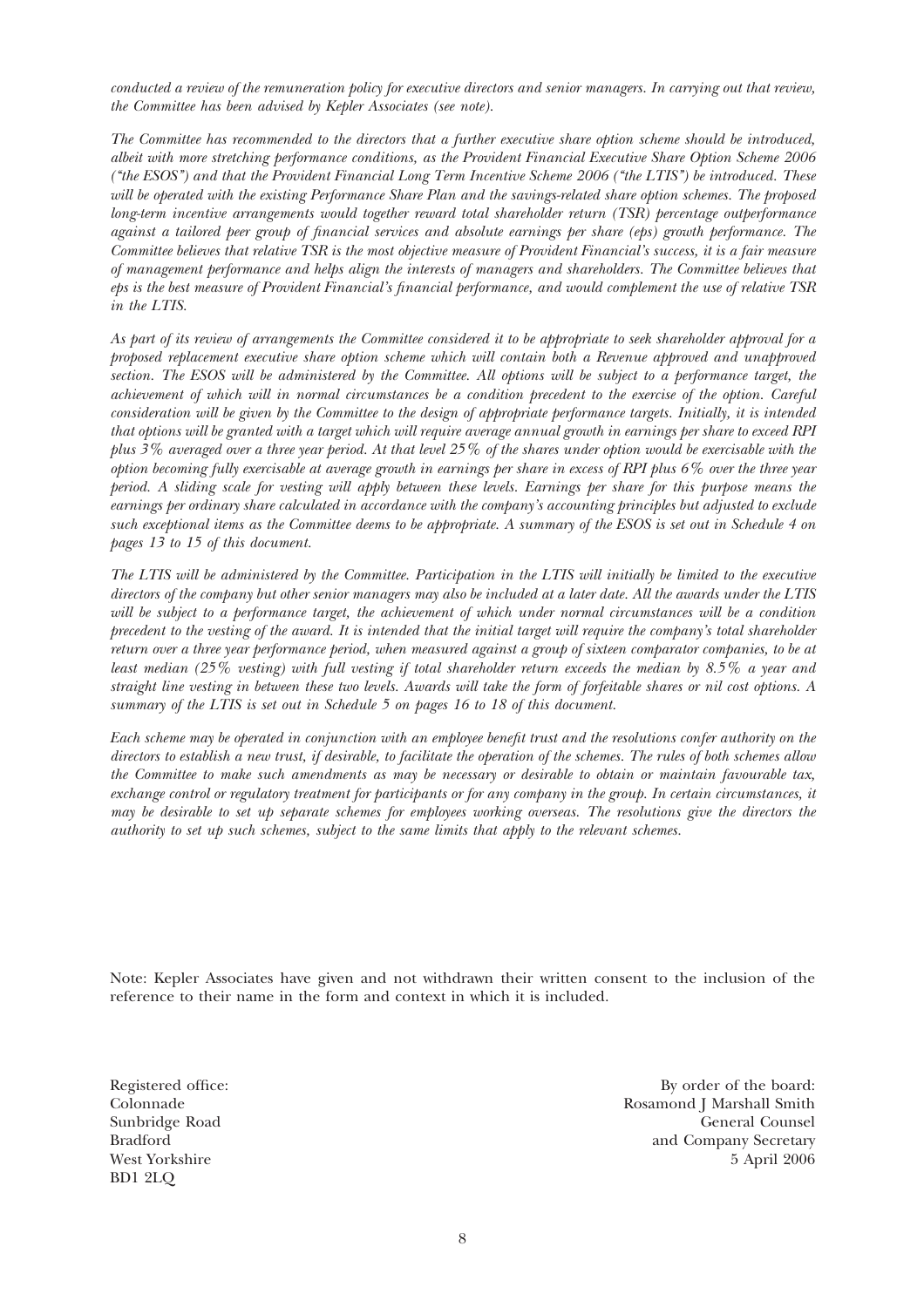*conducted a review of the remuneration policy for executive directors and senior managers. In carrying out that review, the Committee has been advised by Kepler Associates (see note).*

*The Committee has recommended to the directors that a further executive share option scheme should be introduced, albeit with more stretching performance conditions, as the Provident Financial Executive Share Option Scheme 2006 ("the ESOS") and that the Provident Financial Long Term Incentive Scheme 2006 ("the LTIS") be introduced. These will be operated with the existing Performance Share Plan and the savings-related share option schemes. The proposed long-term incentive arrangements would together reward total shareholder return (TSR) percentage outperformance against a tailored peer group of financial services and absolute earnings per share (eps) growth performance. The Committee believes that relative TSR is the most objective measure of Provident Financial's success, it is a fair measure of management performance and helps align the interests of managers and shareholders. The Committee believes that eps is the best measure of Provident Financial's financial performance, and would complement the use of relative TSR in the LTIS.*

*As part of its review of arrangements the Committee considered it to be appropriate to seek shareholder approval for a proposed replacement executive share option scheme which will contain both a Revenue approved and unapproved section. The ESOS will be administered by the Committee. All options will be subject to a performance target, the achievement of which will in normal circumstances be a condition precedent to the exercise of the option. Careful consideration will be given by the Committee to the design of appropriate performance targets. Initially, it is intended that options will be granted with a target which will require average annual growth in earnings per share to exceed RPI plus 3% averaged over a three year period. At that level 25% of the shares under option would be exercisable with the option becoming fully exercisable at average growth in earnings per share in excess of RPI plus 6% over the three year period. A sliding scale for vesting will apply between these levels. Earnings per share for this purpose means the earnings per ordinary share calculated in accordance with the company's accounting principles but adjusted to exclude such exceptional items as the Committee deems to be appropriate. A summary of the ESOS is set out in Schedule 4 on pages 13 to 15 of this document.*

*The LTIS will be administered by the Committee. Participation in the LTIS will initially be limited to the executive directors of the company but other senior managers may also be included at a later date. All the awards under the LTIS will be subject to a performance target, the achievement of which under normal circumstances will be a condition precedent to the vesting of the award. It is intended that the initial target will require the company's total shareholder return over a three year performance period, when measured against a group of sixteen comparator companies, to be at least median (25% vesting) with full vesting if total shareholder return exceeds the median by 8.5% a year and straight line vesting in between these two levels. Awards will take the form of forfeitable shares or nil cost options. A summary of the LTIS is set out in Schedule 5 on pages 16 to 18 of this document.*

*Each scheme may be operated in conjunction with an employee benefit trust and the resolutions confer authority on the directors to establish a new trust, if desirable, to facilitate the operation of the schemes. The rules of both schemes allow the Committee to make such amendments as may be necessary or desirable to obtain or maintain favourable tax, exchange control or regulatory treatment for participants or for any company in the group. In certain circumstances, it may be desirable to set up separate schemes for employees working overseas. The resolutions give the directors the authority to set up such schemes, subject to the same limits that apply to the relevant schemes.*

Note: Kepler Associates have given and not withdrawn their written consent to the inclusion of the reference to their name in the form and context in which it is included.

Registered office:
Colonnade
Sunbridge Road
Bradford
West Yorkshire
BD1 2LQ

By order of the board:
Rosamond J Marshall Smith
General Counsel
and Company Secretary
5 April 2006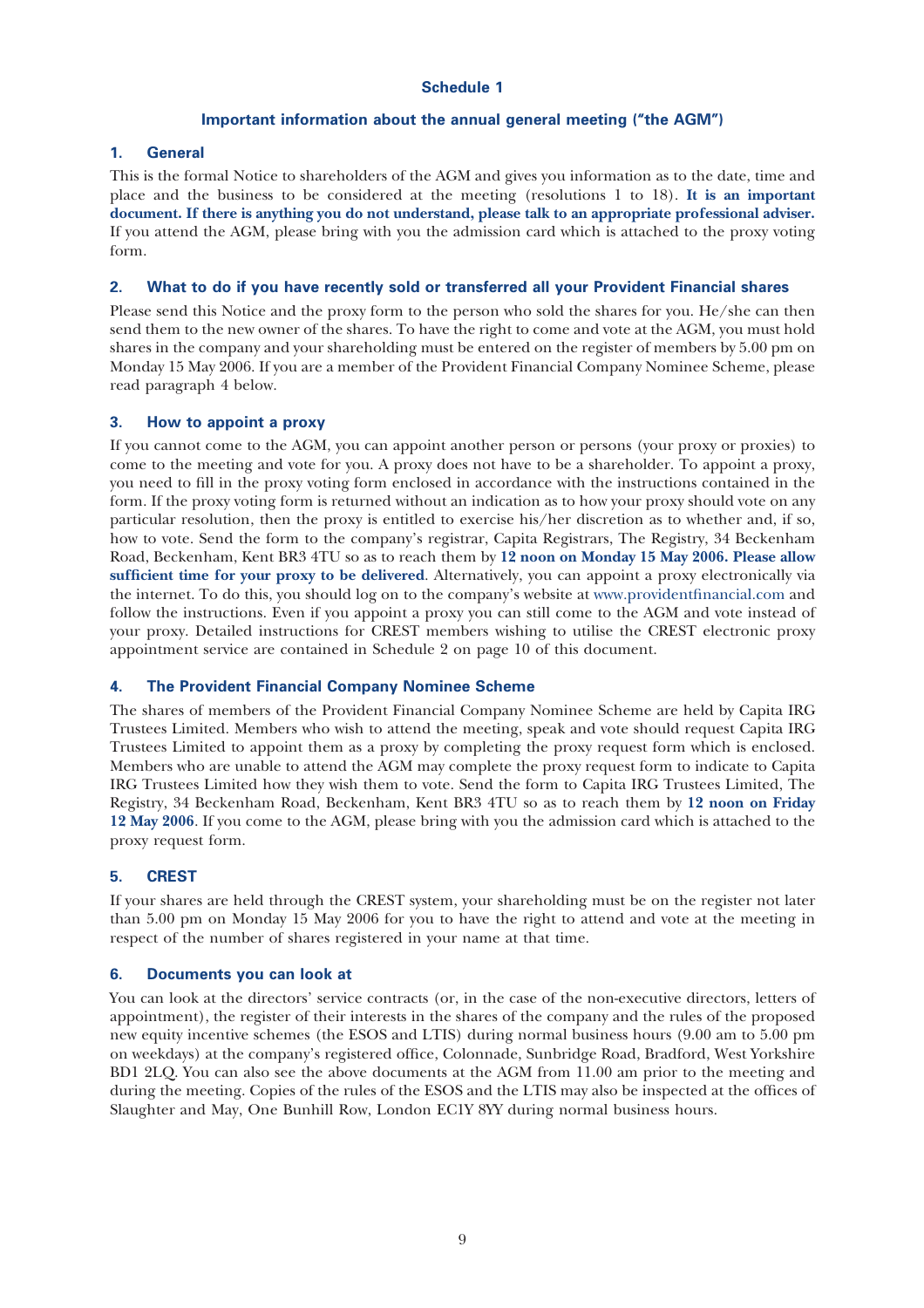## Schedule 1

### Important information about the annual general meeting ("the AGM")

### 1. General

This is the formal Notice to shareholders of the AGM and gives you information as to the date, time and place and the business to be considered at the meeting (resolutions 1 to 18). **It is an important document. If there is anything you do not understand, please talk to an appropriate professional adviser.** If you attend the AGM, please bring with you the admission card which is attached to the proxy voting form.

### 2. What to do if you have recently sold or transferred all your Provident Financial shares

Please send this Notice and the proxy form to the person who sold the shares for you. He/she can then send them to the new owner of the shares. To have the right to come and vote at the AGM, you must hold shares in the company and your shareholding must be entered on the register of members by 5.00 pm on Monday 15 May 2006. If you are a member of the Provident Financial Company Nominee Scheme, please read paragraph 4 below.

### 3. How to appoint a proxy

If you cannot come to the AGM, you can appoint another person or persons (your proxy or proxies) to come to the meeting and vote for you. A proxy does not have to be a shareholder. To appoint a proxy, you need to fill in the proxy voting form enclosed in accordance with the instructions contained in the form. If the proxy voting form is returned without an indication as to how your proxy should vote on any particular resolution, then the proxy is entitled to exercise his/her discretion as to whether and, if so, how to vote. Send the form to the company's registrar, Capita Registrars, The Registry, 34 Beckenham Road, Beckenham, Kent BR3 4TU so as to reach them by **12 noon on Monday 15 May 2006. Please allow sufficient time for your proxy to be delivered**. Alternatively, you can appoint a proxy electronically via the internet. To do this, you should log on to the company's website at www.providentfinancial.com and follow the instructions. Even if you appoint a proxy you can still come to the AGM and vote instead of your proxy. Detailed instructions for CREST members wishing to utilise the CREST electronic proxy appointment service are contained in Schedule 2 on page 10 of this document.

### 4. The Provident Financial Company Nominee Scheme

The shares of members of the Provident Financial Company Nominee Scheme are held by Capita IRG Trustees Limited. Members who wish to attend the meeting, speak and vote should request Capita IRG Trustees Limited to appoint them as a proxy by completing the proxy request form which is enclosed. Members who are unable to attend the AGM may complete the proxy request form to indicate to Capita IRG Trustees Limited how they wish them to vote. Send the form to Capita IRG Trustees Limited, The Registry, 34 Beckenham Road, Beckenham, Kent BR3 4TU so as to reach them by **12 noon on Friday 12 May 2006**. If you come to the AGM, please bring with you the admission card which is attached to the proxy request form.

### 5. CREST

If your shares are held through the CREST system, your shareholding must be on the register not later than 5.00 pm on Monday 15 May 2006 for you to have the right to attend and vote at the meeting in respect of the number of shares registered in your name at that time.

### 6. Documents you can look at

You can look at the directors' service contracts (or, in the case of the non-executive directors, letters of appointment), the register of their interests in the shares of the company and the rules of the proposed new equity incentive schemes (the ESOS and LTIS) during normal business hours (9.00 am to 5.00 pm on weekdays) at the company's registered office, Colonnade, Sunbridge Road, Bradford, West Yorkshire BD1 2LQ. You can also see the above documents at the AGM from 11.00 am prior to the meeting and during the meeting. Copies of the rules of the ESOS and the LTIS may also be inspected at the offices of Slaughter and May, One Bunhill Row, London EC1Y 8YY during normal business hours.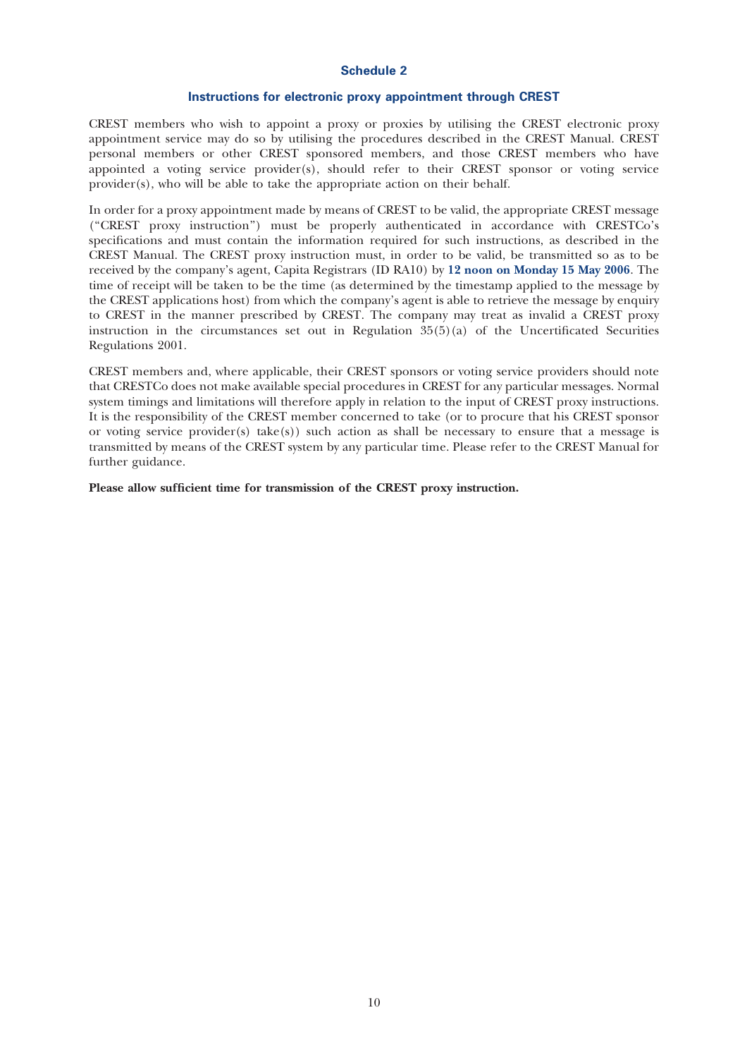## Schedule 2

### Instructions for electronic proxy appointment through CREST

CREST members who wish to appoint a proxy or proxies by utilising the CREST electronic proxy appointment service may do so by utilising the procedures described in the CREST Manual. CREST personal members or other CREST sponsored members, and those CREST members who have appointed a voting service provider(s), should refer to their CREST sponsor or voting service provider(s), who will be able to take the appropriate action on their behalf.

In order for a proxy appointment made by means of CREST to be valid, the appropriate CREST message ("CREST proxy instruction") must be properly authenticated in accordance with CRESTCo's specifications and must contain the information required for such instructions, as described in the CREST Manual. The CREST proxy instruction must, in order to be valid, be transmitted so as to be received by the company's agent, Capita Registrars (ID RA10) by **12 noon on Monday 15 May 2006**. The time of receipt will be taken to be the time (as determined by the timestamp applied to the message by the CREST applications host) from which the company's agent is able to retrieve the message by enquiry to CREST in the manner prescribed by CREST. The company may treat as invalid a CREST proxy instruction in the circumstances set out in Regulation 35(5)(a) of the Uncertificated Securities Regulations 2001.

CREST members and, where applicable, their CREST sponsors or voting service providers should note that CRESTCo does not make available special procedures in CREST for any particular messages. Normal system timings and limitations will therefore apply in relation to the input of CREST proxy instructions. It is the responsibility of the CREST member concerned to take (or to procure that his CREST sponsor or voting service provider(s) take(s)) such action as shall be necessary to ensure that a message is transmitted by means of the CREST system by any particular time. Please refer to the CREST Manual for further guidance.

**Please allow sufficient time for transmission of the CREST proxy instruction.**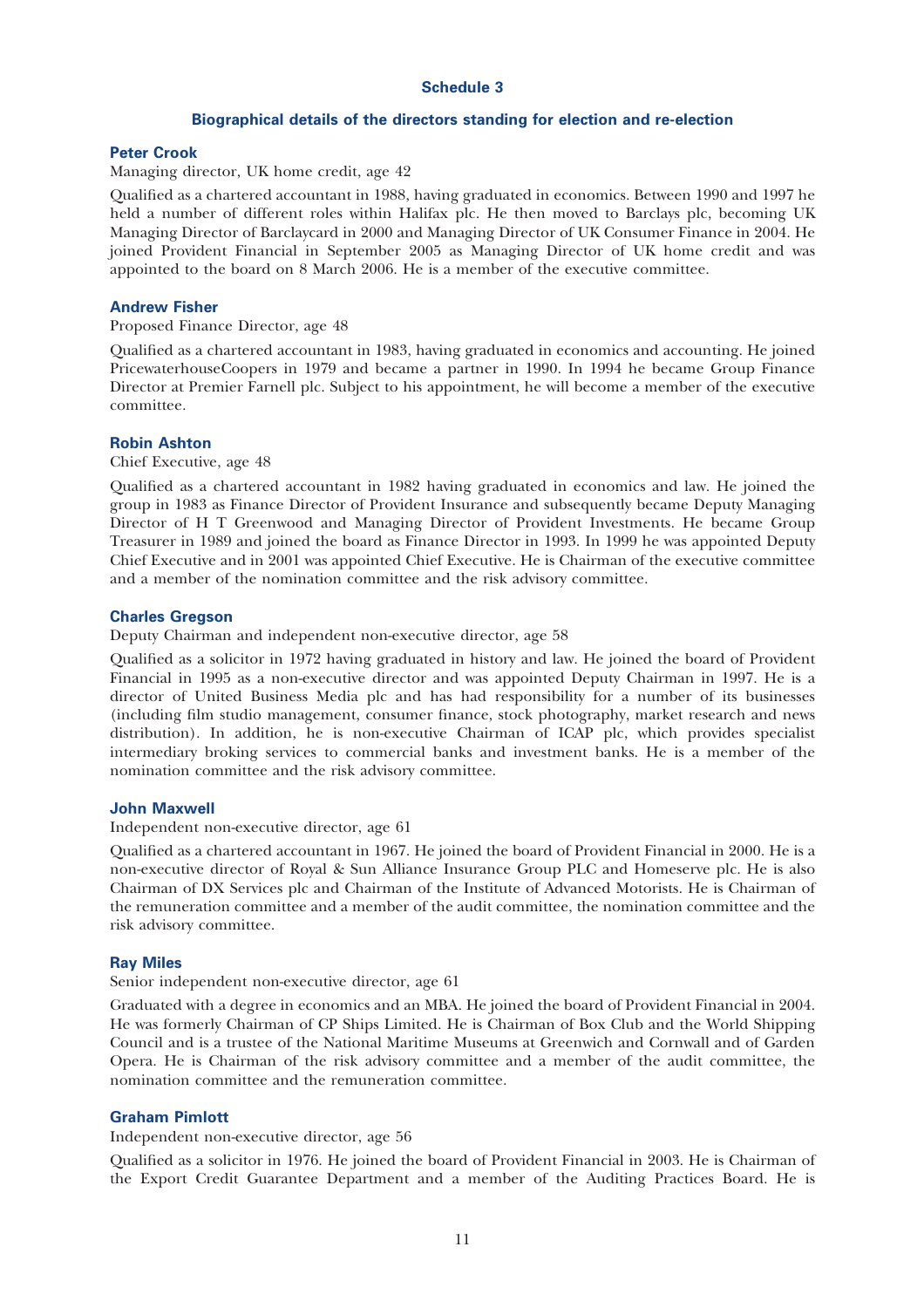## Schedule 3

### Biographical details of the directors standing for election and re-election

**Peter Crook**

Managing director, UK home credit, age 42

Qualified as a chartered accountant in 1988, having graduated in economics. Between 1990 and 1997 he held a number of different roles within Halifax plc. He then moved to Barclays plc, becoming UK Managing Director of Barclaycard in 2000 and Managing Director of UK Consumer Finance in 2004. He joined Provident Financial in September 2005 as Managing Director of UK home credit and was appointed to the board on 8 March 2006. He is a member of the executive committee.

**Andrew Fisher**

Proposed Finance Director, age 48

Qualified as a chartered accountant in 1983, having graduated in economics and accounting. He joined PricewaterhouseCoopers in 1979 and became a partner in 1990. In 1994 he became Group Finance Director at Premier Farnell plc. Subject to his appointment, he will become a member of the executive committee.

**Robin Ashton**

Chief Executive, age 48

Qualified as a chartered accountant in 1982 having graduated in economics and law. He joined the group in 1983 as Finance Director of Provident Insurance and subsequently became Deputy Managing Director of H T Greenwood and Managing Director of Provident Investments. He became Group Treasurer in 1989 and joined the board as Finance Director in 1993. In 1999 he was appointed Deputy Chief Executive and in 2001 was appointed Chief Executive. He is Chairman of the executive committee and a member of the nomination committee and the risk advisory committee.

**Charles Gregson**

Deputy Chairman and independent non-executive director, age 58

Qualified as a solicitor in 1972 having graduated in history and law. He joined the board of Provident Financial in 1995 as a non-executive director and was appointed Deputy Chairman in 1997. He is a director of United Business Media plc and has had responsibility for a number of its businesses (including film studio management, consumer finance, stock photography, market research and news distribution). In addition, he is non-executive Chairman of ICAP plc, which provides specialist intermediary broking services to commercial banks and investment banks. He is a member of the nomination committee and the risk advisory committee.

**John Maxwell**

Independent non-executive director, age 61

Qualified as a chartered accountant in 1967. He joined the board of Provident Financial in 2000. He is a non-executive director of Royal & Sun Alliance Insurance Group PLC and Homeserve plc. He is also Chairman of DX Services plc and Chairman of the Institute of Advanced Motorists. He is Chairman of the remuneration committee and a member of the audit committee, the nomination committee and the risk advisory committee.

**Ray Miles**

Senior independent non-executive director, age 61

Graduated with a degree in economics and an MBA. He joined the board of Provident Financial in 2004. He was formerly Chairman of CP Ships Limited. He is Chairman of Box Club and the World Shipping Council and is a trustee of the National Maritime Museums at Greenwich and Cornwall and of Garden Opera. He is Chairman of the risk advisory committee and a member of the audit committee, the nomination committee and the remuneration committee.

**Graham Pimlott**

Independent non-executive director, age 56

Qualified as a solicitor in 1976. He joined the board of Provident Financial in 2003. He is Chairman of the Export Credit Guarantee Department and a member of the Auditing Practices Board. He is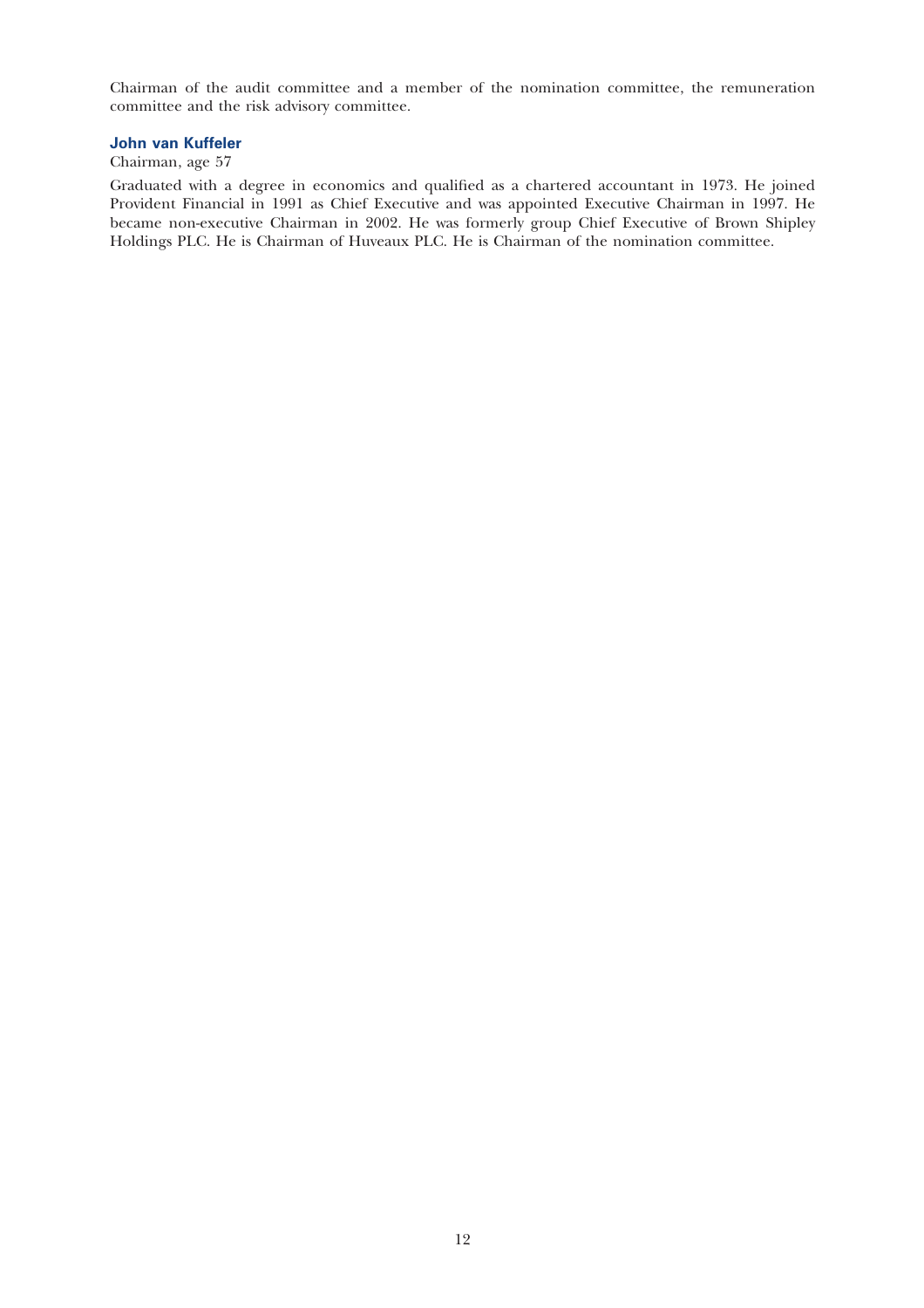Chairman of the audit committee and a member of the nomination committee, the remuneration committee and the risk advisory committee.

### John van Kuffeler

Chairman, age 57

Graduated with a degree in economics and qualified as a chartered accountant in 1973. He joined Provident Financial in 1991 as Chief Executive and was appointed Executive Chairman in 1997. He became non-executive Chairman in 2002. He was formerly group Chief Executive of Brown Shipley Holdings PLC. He is Chairman of Huveaux PLC. He is Chairman of the nomination committee.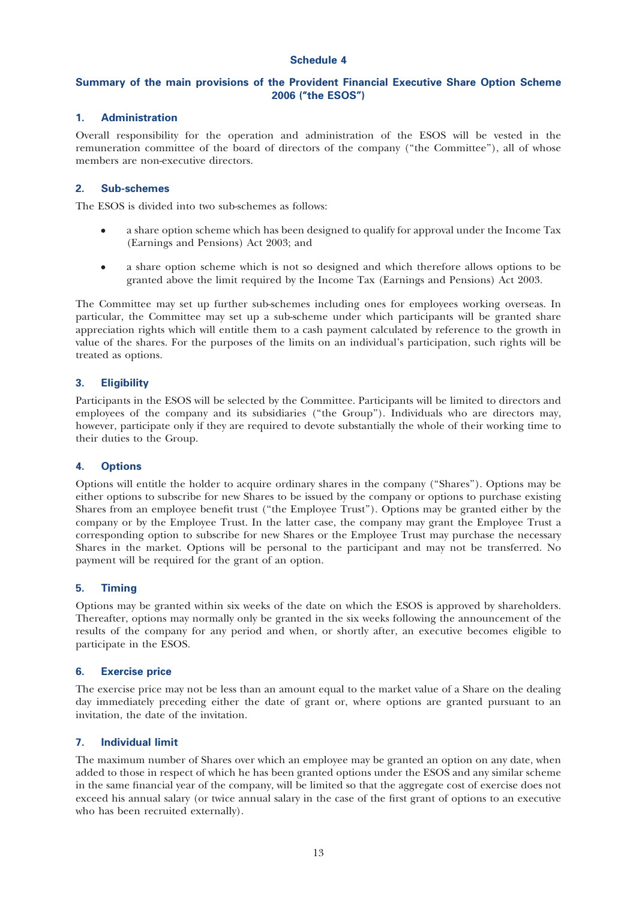## Schedule 4

### Summary of the main provisions of the Provident Financial Executive Share Option Scheme 2006 ("the ESOS")

### 1. Administration

Overall responsibility for the operation and administration of the ESOS will be vested in the remuneration committee of the board of directors of the company ("the Committee"), all of whose members are non-executive directors.

### 2. Sub-schemes

The ESOS is divided into two sub-schemes as follows:

- a share option scheme which has been designed to qualify for approval under the Income Tax (Earnings and Pensions) Act 2003; and
- a share option scheme which is not so designed and which therefore allows options to be granted above the limit required by the Income Tax (Earnings and Pensions) Act 2003.

The Committee may set up further sub-schemes including ones for employees working overseas. In particular, the Committee may set up a sub-scheme under which participants will be granted share appreciation rights which will entitle them to a cash payment calculated by reference to the growth in value of the shares. For the purposes of the limits on an individual's participation, such rights will be treated as options.

### 3. Eligibility

Participants in the ESOS will be selected by the Committee. Participants will be limited to directors and employees of the company and its subsidiaries ("the Group"). Individuals who are directors may, however, participate only if they are required to devote substantially the whole of their working time to their duties to the Group.

### 4. Options

Options will entitle the holder to acquire ordinary shares in the company ("Shares"). Options may be either options to subscribe for new Shares to be issued by the company or options to purchase existing Shares from an employee benefit trust ("the Employee Trust"). Options may be granted either by the company or by the Employee Trust. In the latter case, the company may grant the Employee Trust a corresponding option to subscribe for new Shares or the Employee Trust may purchase the necessary Shares in the market. Options will be personal to the participant and may not be transferred. No payment will be required for the grant of an option.

### 5. Timing

Options may be granted within six weeks of the date on which the ESOS is approved by shareholders. Thereafter, options may normally only be granted in the six weeks following the announcement of the results of the company for any period and when, or shortly after, an executive becomes eligible to participate in the ESOS.

### 6. Exercise price

The exercise price may not be less than an amount equal to the market value of a Share on the dealing day immediately preceding either the date of grant or, where options are granted pursuant to an invitation, the date of the invitation.

### 7. Individual limit

The maximum number of Shares over which an employee may be granted an option on any date, when added to those in respect of which he has been granted options under the ESOS and any similar scheme in the same financial year of the company, will be limited so that the aggregate cost of exercise does not exceed his annual salary (or twice annual salary in the case of the first grant of options to an executive who has been recruited externally).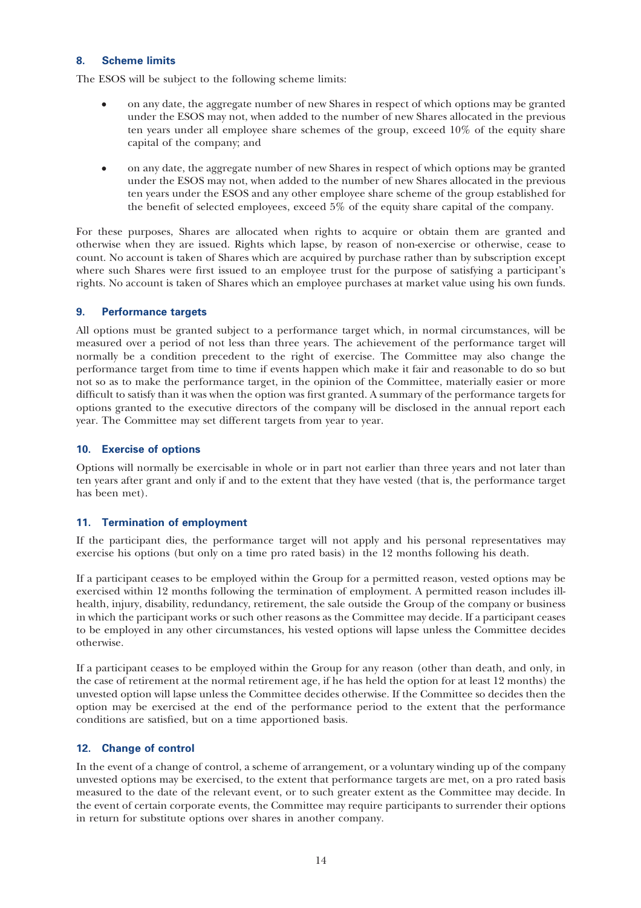## 8. Scheme limits

The ESOS will be subject to the following scheme limits:

- on any date, the aggregate number of new Shares in respect of which options may be granted under the ESOS may not, when added to the number of new Shares allocated in the previous ten years under all employee share schemes of the group, exceed 10% of the equity share capital of the company; and
- on any date, the aggregate number of new Shares in respect of which options may be granted under the ESOS may not, when added to the number of new Shares allocated in the previous ten years under the ESOS and any other employee share scheme of the group established for the benefit of selected employees, exceed 5% of the equity share capital of the company.

For these purposes, Shares are allocated when rights to acquire or obtain them are granted and otherwise when they are issued. Rights which lapse, by reason of non-exercise or otherwise, cease to count. No account is taken of Shares which are acquired by purchase rather than by subscription except where such Shares were first issued to an employee trust for the purpose of satisfying a participant's rights. No account is taken of Shares which an employee purchases at market value using his own funds.

## 9. Performance targets

All options must be granted subject to a performance target which, in normal circumstances, will be measured over a period of not less than three years. The achievement of the performance target will normally be a condition precedent to the right of exercise. The Committee may also change the performance target from time to time if events happen which make it fair and reasonable to do so but not so as to make the performance target, in the opinion of the Committee, materially easier or more difficult to satisfy than it was when the option was first granted. A summary of the performance targets for options granted to the executive directors of the company will be disclosed in the annual report each year. The Committee may set different targets from year to year.

## 10. Exercise of options

Options will normally be exercisable in whole or in part not earlier than three years and not later than ten years after grant and only if and to the extent that they have vested (that is, the performance target has been met).

## 11. Termination of employment

If the participant dies, the performance target will not apply and his personal representatives may exercise his options (but only on a time pro rated basis) in the 12 months following his death.

If a participant ceases to be employed within the Group for a permitted reason, vested options may be exercised within 12 months following the termination of employment. A permitted reason includes ill-health, injury, disability, redundancy, retirement, the sale outside the Group of the company or business in which the participant works or such other reasons as the Committee may decide. If a participant ceases to be employed in any other circumstances, his vested options will lapse unless the Committee decides otherwise.

If a participant ceases to be employed within the Group for any reason (other than death, and only, in the case of retirement at the normal retirement age, if he has held the option for at least 12 months) the unvested option will lapse unless the Committee decides otherwise. If the Committee so decides then the option may be exercised at the end of the performance period to the extent that the performance conditions are satisfied, but on a time apportioned basis.

## 12. Change of control

In the event of a change of control, a scheme of arrangement, or a voluntary winding up of the company unvested options may be exercised, to the extent that performance targets are met, on a pro rated basis measured to the date of the relevant event, or to such greater extent as the Committee may decide. In the event of certain corporate events, the Committee may require participants to surrender their options in return for substitute options over shares in another company.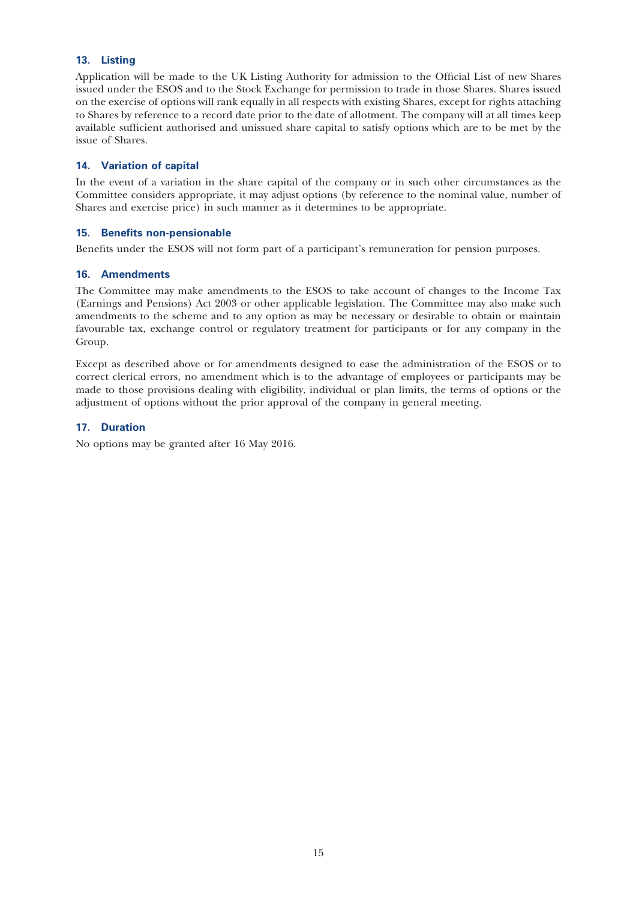### 13. Listing

Application will be made to the UK Listing Authority for admission to the Official List of new Shares issued under the ESOS and to the Stock Exchange for permission to trade in those Shares. Shares issued on the exercise of options will rank equally in all respects with existing Shares, except for rights attaching to Shares by reference to a record date prior to the date of allotment. The company will at all times keep available sufficient authorised and unissued share capital to satisfy options which are to be met by the issue of Shares.

### 14. Variation of capital

In the event of a variation in the share capital of the company or in such other circumstances as the Committee considers appropriate, it may adjust options (by reference to the nominal value, number of Shares and exercise price) in such manner as it determines to be appropriate.

### 15. Benefits non-pensionable

Benefits under the ESOS will not form part of a participant's remuneration for pension purposes.

### 16. Amendments

The Committee may make amendments to the ESOS to take account of changes to the Income Tax (Earnings and Pensions) Act 2003 or other applicable legislation. The Committee may also make such amendments to the scheme and to any option as may be necessary or desirable to obtain or maintain favourable tax, exchange control or regulatory treatment for participants or for any company in the Group.

Except as described above or for amendments designed to ease the administration of the ESOS or to correct clerical errors, no amendment which is to the advantage of employees or participants may be made to those provisions dealing with eligibility, individual or plan limits, the terms of options or the adjustment of options without the prior approval of the company in general meeting.

### 17. Duration

No options may be granted after 16 May 2016.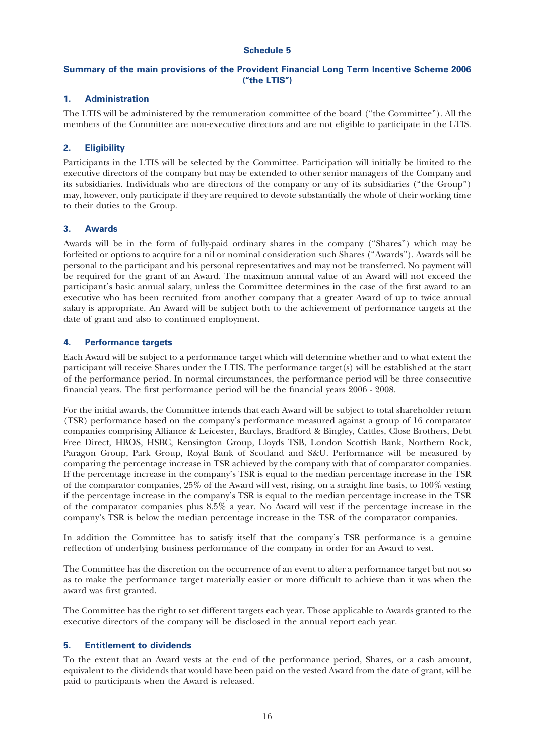## Schedule 5

## Summary of the main provisions of the Provident Financial Long Term Incentive Scheme 2006 ("the LTIS")

### 1. Administration

The LTIS will be administered by the remuneration committee of the board ("the Committee"). All the members of the Committee are non-executive directors and are not eligible to participate in the LTIS.

### 2. Eligibility

Participants in the LTIS will be selected by the Committee. Participation will initially be limited to the executive directors of the company but may be extended to other senior managers of the Company and its subsidiaries. Individuals who are directors of the company or any of its subsidiaries ("the Group") may, however, only participate if they are required to devote substantially the whole of their working time to their duties to the Group.

### 3. Awards

Awards will be in the form of fully-paid ordinary shares in the company ("Shares") which may be forfeited or options to acquire for a nil or nominal consideration such Shares ("Awards"). Awards will be personal to the participant and his personal representatives and may not be transferred. No payment will be required for the grant of an Award. The maximum annual value of an Award will not exceed the participant's basic annual salary, unless the Committee determines in the case of the first award to an executive who has been recruited from another company that a greater Award of up to twice annual salary is appropriate. An Award will be subject both to the achievement of performance targets at the date of grant and also to continued employment.

### 4. Performance targets

Each Award will be subject to a performance target which will determine whether and to what extent the participant will receive Shares under the LTIS. The performance target(s) will be established at the start of the performance period. In normal circumstances, the performance period will be three consecutive financial years. The first performance period will be the financial years 2006 - 2008.

For the initial awards, the Committee intends that each Award will be subject to total shareholder return (TSR) performance based on the company's performance measured against a group of 16 comparator companies comprising Alliance & Leicester, Barclays, Bradford & Bingley, Cattles, Close Brothers, Debt Free Direct, HBOS, HSBC, Kensington Group, Lloyds TSB, London Scottish Bank, Northern Rock, Paragon Group, Park Group, Royal Bank of Scotland and S&U. Performance will be measured by comparing the percentage increase in TSR achieved by the company with that of comparator companies. If the percentage increase in the company's TSR is equal to the median percentage increase in the TSR of the comparator companies, 25% of the Award will vest, rising, on a straight line basis, to 100% vesting if the percentage increase in the company's TSR is equal to the median percentage increase in the TSR of the comparator companies plus 8.5% a year. No Award will vest if the percentage increase in the company's TSR is below the median percentage increase in the TSR of the comparator companies.

In addition the Committee has to satisfy itself that the company's TSR performance is a genuine reflection of underlying business performance of the company in order for an Award to vest.

The Committee has the discretion on the occurrence of an event to alter a performance target but not so as to make the performance target materially easier or more difficult to achieve than it was when the award was first granted.

The Committee has the right to set different targets each year. Those applicable to Awards granted to the executive directors of the company will be disclosed in the annual report each year.

### 5. Entitlement to dividends

To the extent that an Award vests at the end of the performance period, Shares, or a cash amount, equivalent to the dividends that would have been paid on the vested Award from the date of grant, will be paid to participants when the Award is released.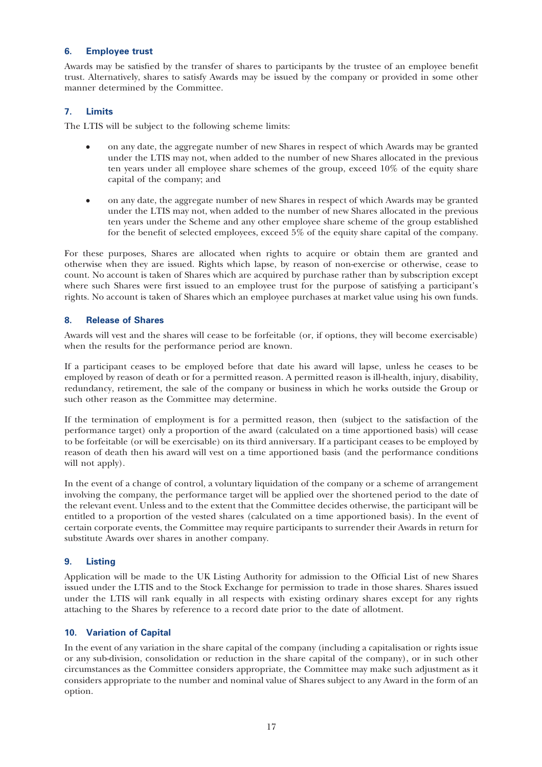### 6. Employee trust

Awards may be satisfied by the transfer of shares to participants by the trustee of an employee benefit trust. Alternatively, shares to satisfy Awards may be issued by the company or provided in some other manner determined by the Committee.

### 7. Limits

The LTIS will be subject to the following scheme limits:

- on any date, the aggregate number of new Shares in respect of which Awards may be granted under the LTIS may not, when added to the number of new Shares allocated in the previous ten years under all employee share schemes of the group, exceed 10% of the equity share capital of the company; and
- on any date, the aggregate number of new Shares in respect of which Awards may be granted under the LTIS may not, when added to the number of new Shares allocated in the previous ten years under the Scheme and any other employee share scheme of the group established for the benefit of selected employees, exceed 5% of the equity share capital of the company.

For these purposes, Shares are allocated when rights to acquire or obtain them are granted and otherwise when they are issued. Rights which lapse, by reason of non-exercise or otherwise, cease to count. No account is taken of Shares which are acquired by purchase rather than by subscription except where such Shares were first issued to an employee trust for the purpose of satisfying a participant's rights. No account is taken of Shares which an employee purchases at market value using his own funds.

### 8. Release of Shares

Awards will vest and the shares will cease to be forfeitable (or, if options, they will become exercisable) when the results for the performance period are known.

If a participant ceases to be employed before that date his award will lapse, unless he ceases to be employed by reason of death or for a permitted reason. A permitted reason is ill-health, injury, disability, redundancy, retirement, the sale of the company or business in which he works outside the Group or such other reason as the Committee may determine.

If the termination of employment is for a permitted reason, then (subject to the satisfaction of the performance target) only a proportion of the award (calculated on a time apportioned basis) will cease to be forfeitable (or will be exercisable) on its third anniversary. If a participant ceases to be employed by reason of death then his award will vest on a time apportioned basis (and the performance conditions will not apply).

In the event of a change of control, a voluntary liquidation of the company or a scheme of arrangement involving the company, the performance target will be applied over the shortened period to the date of the relevant event. Unless and to the extent that the Committee decides otherwise, the participant will be entitled to a proportion of the vested shares (calculated on a time apportioned basis). In the event of certain corporate events, the Committee may require participants to surrender their Awards in return for substitute Awards over shares in another company.

### 9. Listing

Application will be made to the UK Listing Authority for admission to the Official List of new Shares issued under the LTIS and to the Stock Exchange for permission to trade in those shares. Shares issued under the LTIS will rank equally in all respects with existing ordinary shares except for any rights attaching to the Shares by reference to a record date prior to the date of allotment.

### 10. Variation of Capital

In the event of any variation in the share capital of the company (including a capitalisation or rights issue or any sub-division, consolidation or reduction in the share capital of the company), or in such other circumstances as the Committee considers appropriate, the Committee may make such adjustment as it considers appropriate to the number and nominal value of Shares subject to any Award in the form of an option.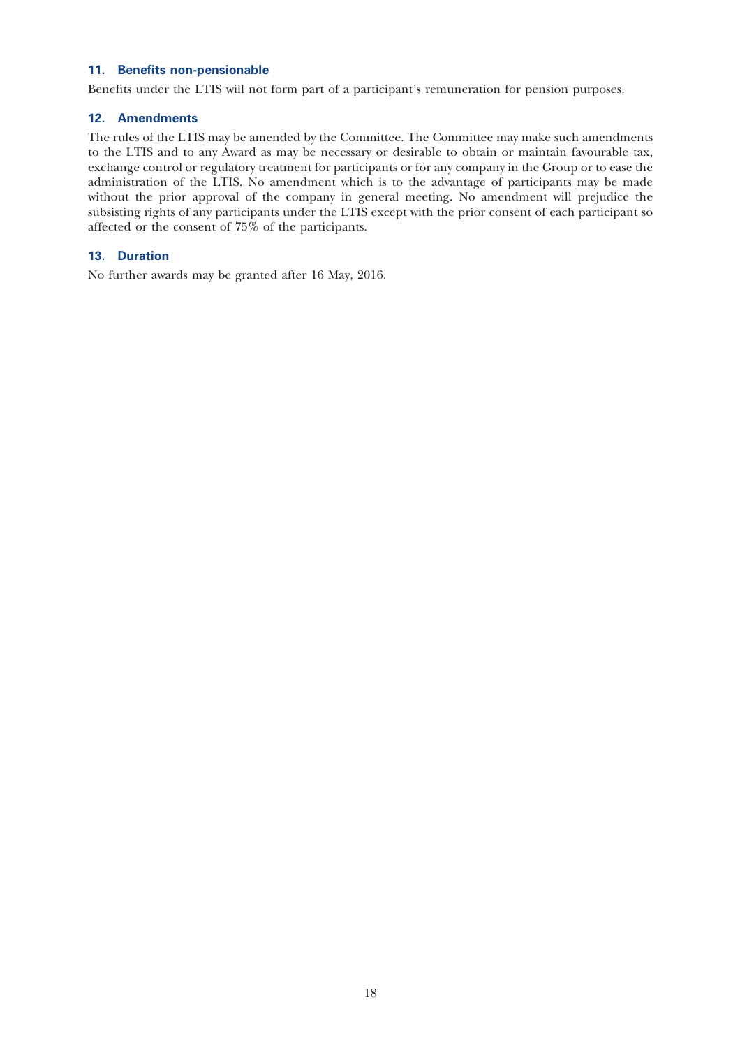### 11. Benefits non-pensionable

Benefits under the LTIS will not form part of a participant's remuneration for pension purposes.

### 12. Amendments

The rules of the LTIS may be amended by the Committee. The Committee may make such amendments to the LTIS and to any Award as may be necessary or desirable to obtain or maintain favourable tax, exchange control or regulatory treatment for participants or for any company in the Group or to ease the administration of the LTIS. No amendment which is to the advantage of participants may be made without the prior approval of the company in general meeting. No amendment will prejudice the subsisting rights of any participants under the LTIS except with the prior consent of each participant so affected or the consent of 75% of the participants.

### 13. Duration

No further awards may be granted after 16 May, 2016.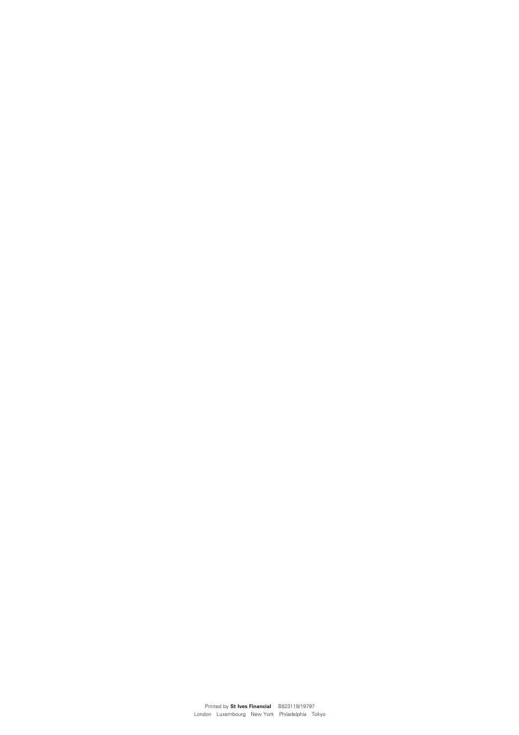Printed by **St Ives Financial** B823119/19797
London Luxembourg New York Philadelphia Tokyo